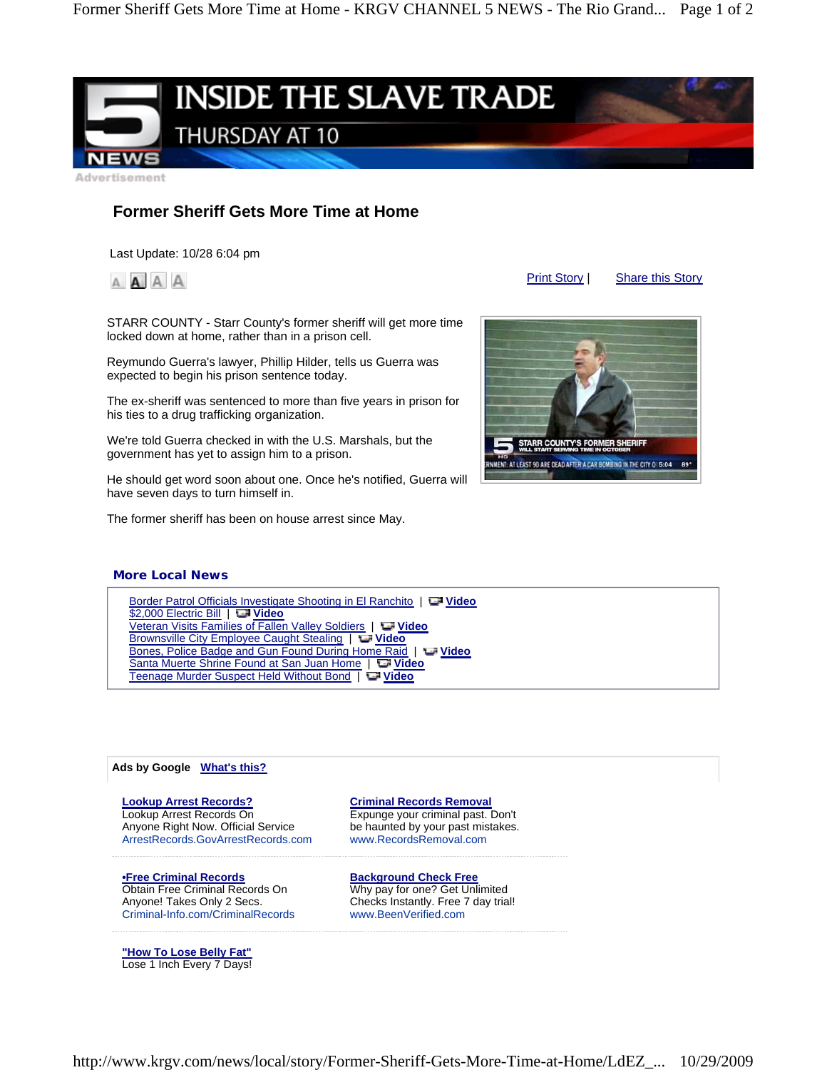INSIDE THE SLAVE TRADE
THURSDAY AT 10

Advertisement

# Former Sheriff Gets More Time at Home

Last Update: 10/28 6:04 pm

Print Story | Share this Story

STARR COUNTY - Starr County's former sheriff will get more time locked down at home, rather than in a prison cell.

Reymundo Guerra's lawyer, Phillip Hilder, tells us Guerra was expected to begin his prison sentence today.

The ex-sheriff was sentenced to more than five years in prison for his ties to a drug trafficking organization.

We're told Guerra checked in with the U.S. Marshals, but the government has yet to assign him to a prison.

He should get word soon about one. Once he's notified, Guerra will have seven days to turn himself in.

The former sheriff has been on house arrest since May.

## More Local News

- Border Patrol Officials Investigate Shooting in El Ranchito | **Video**
- $2,000 Electric Bill | **Video**
- Veteran Visits Families of Fallen Valley Soldiers | **Video**
- Brownsville City Employee Caught Stealing | **Video**
- Bones, Police Badge and Gun Found During Home Raid | **Video**
- Santa Muerte Shrine Found at San Juan Home | **Video**
- Teenage Murder Suspect Held Without Bond | **Video**

**Ads by Google** **What's this?**

**Lookup Arrest Records?**
Lookup Arrest Records On Anyone Right Now. Official Service
ArrestRecords.GovArrestRecords.com

**Criminal Records Removal**
Expunge your criminal past. Don't be haunted by your past mistakes.
www.RecordsRemoval.com

**•Free Criminal Records**
Obtain Free Criminal Records On Anyone! Takes Only 2 Secs.
Criminal-Info.com/CriminalRecords

**Background Check Free**
Why pay for one? Get Unlimited Checks Instantly. Free 7 day trial!
www.BeenVerified.com

**"How To Lose Belly Fat"**
Lose 1 Inch Every 7 Days!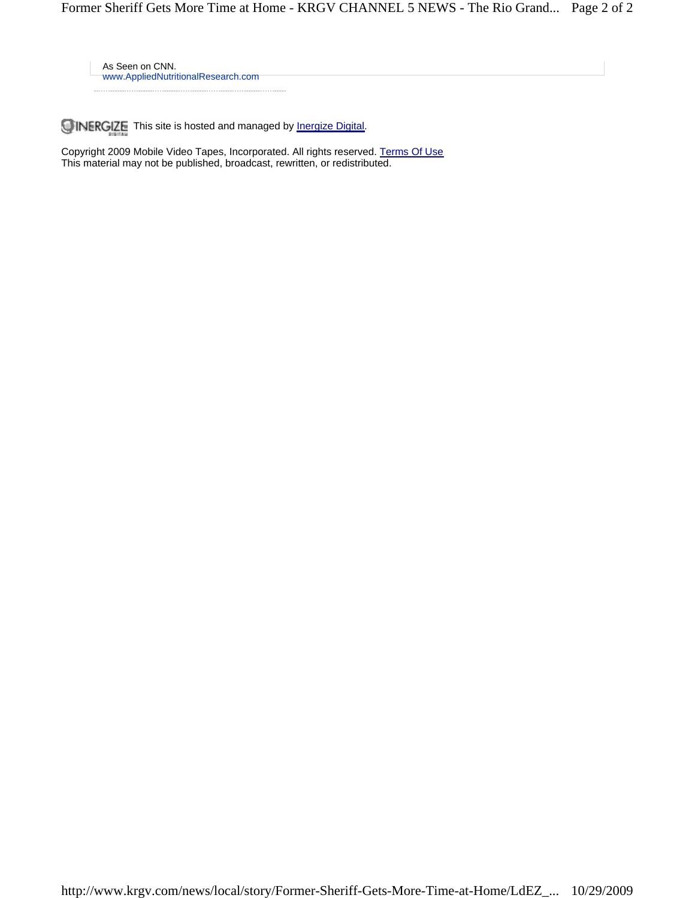As Seen on CNN.
www.AppliedNutritionalResearch.com

INERGIZE This site is hosted and managed by Inergize Digital.

Copyright 2009 Mobile Video Tapes, Incorporated. All rights reserved. Terms Of Use
This material may not be published, broadcast, rewritten, or redistributed.